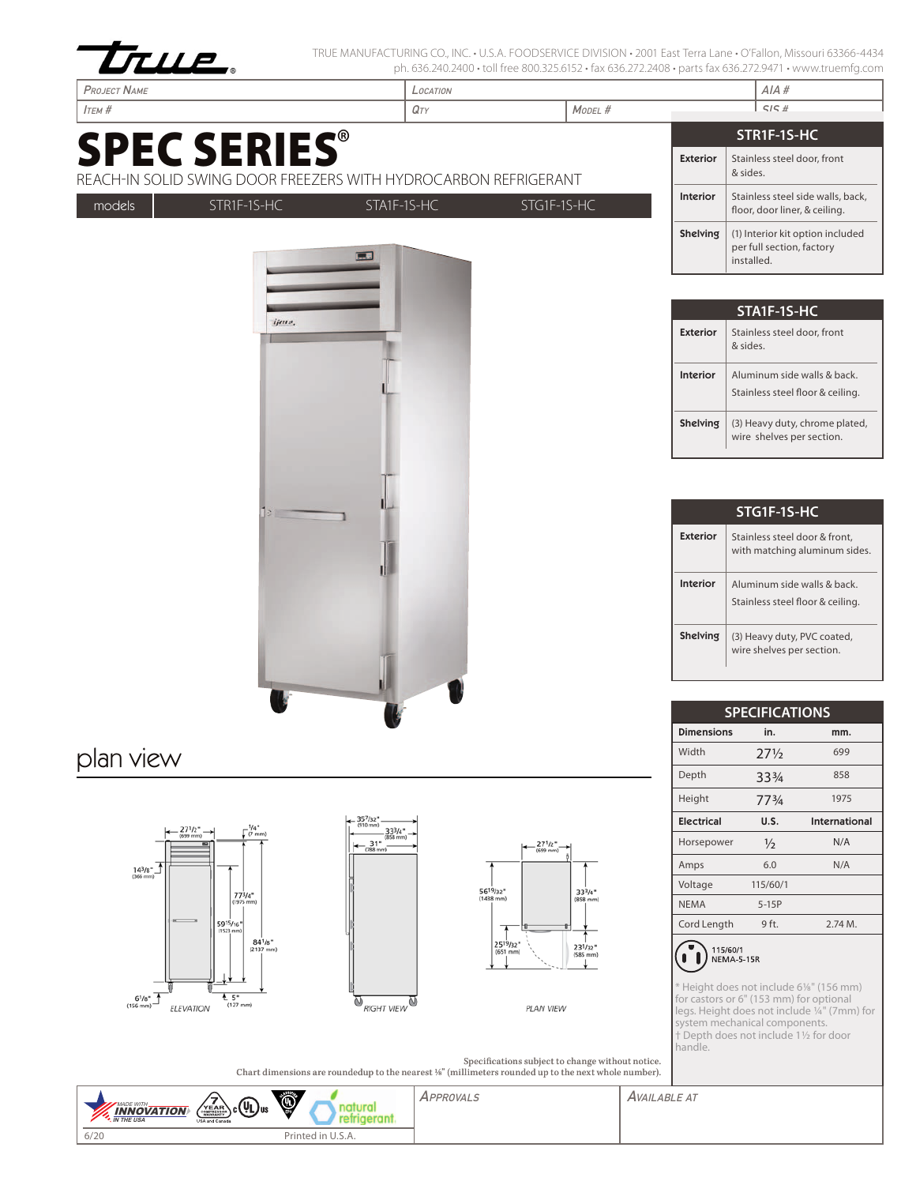TRUE MANUFACTURING CO., INC. • U.S.A. FOODSERVICE DIVISION • 2001 East Terra Lane • O'Fallon, Missouri 63366-4434
ph. 636.240.2400 • toll free 800.325.6152 • fax 636.272.2408 • parts fax 636.272.9471 • www.truemfg.com

| PROJECT NAME | LOCATION | | AIA # |
|---|---|---|---|
| ITEM # | QTY | MODEL # | SIS # |

# SPEC SERIES®

REACH-IN SOLID SWING DOOR FREEZERS WITH HYDROCARBON REFRIGERANT

| models | STR1F-1S-HC | STA1F-1S-HC | STG1F-1S-HC |
|---|---|---|---|

| STR1F-1S-HC | |
|---|---|
| **Exterior** | Stainless steel door, front & sides. |
| **Interior** | Stainless steel side walls, back, floor, door liner, & ceiling. |
| **Shelving** | (1) Interior kit option included per full section, factory installed. |

| STA1F-1S-HC | |
|---|---|
| **Exterior** | Stainless steel door, front & sides. |
| **Interior** | Aluminum side walls & back. Stainless steel floor & ceiling. |
| **Shelving** | (3) Heavy duty, chrome plated, wire shelves per section. |

| STG1F-1S-HC | |
|---|---|
| **Exterior** | Stainless steel door & front, with matching aluminum sides. |
| **Interior** | Aluminum side walls & back. Stainless steel floor & ceiling. |
| **Shelving** | (3) Heavy duty, PVC coated, wire shelves per section. |

## plan view

ELEVATION — 27½" (699 mm); ¼" (7 mm); 14⅜" (366 mm); 77¾" (1975 mm); 59¹⁵/₁₆" (1523 mm); 84⅛" (2137 mm); 6⅛" (156 mm); 5" (127 mm)

RIGHT VIEW — 35⁷/₃₂" (910 mm); 33¾" (858 mm); 31" (788 mm)

PLAN VIEW — 27½" (699 mm); 56¹⁹/₃₂" (1438 mm); 33¾" (858 mm); 25¹⁹/₃₂" (651 mm); 23¹/₃₂" (585 mm)

| SPECIFICATIONS | | |
|---|---|---|
| **Dimensions** | **in.** | **mm.** |
| Width | 27½ | 699 |
| Depth | 33¾ | 858 |
| Height | 77¾ | 1975 |
| **Electrical** | **U.S.** | **International** |
| Horsepower | ½ | N/A |
| Amps | 6.0 | N/A |
| Voltage | 115/60/1 | |
| NEMA | 5-15P | |
| Cord Length | 9 ft. | 2.74 M. |

115/60/1
NEMA-5-15R

\* Height does not include 6⅛" (156 mm) for castors or 6" (153 mm) for optional legs. Height does not include ¼" (7mm) for system mechanical components.
† Depth does not include 1½ for door handle.

Specifications subject to change without notice.
Chart dimensions are roundedup to the nearest ⅛" (millimeters rounded up to the next whole number).

MADE WITH INNOVATION IN THE USA · 7 YEAR COMPRESSOR WARRANTY USA and Canada · c UL us · natural refrigerant

| APPROVALS | AVAILABLE AT |
|---|---|
| | |

6/20 Printed in U.S.A.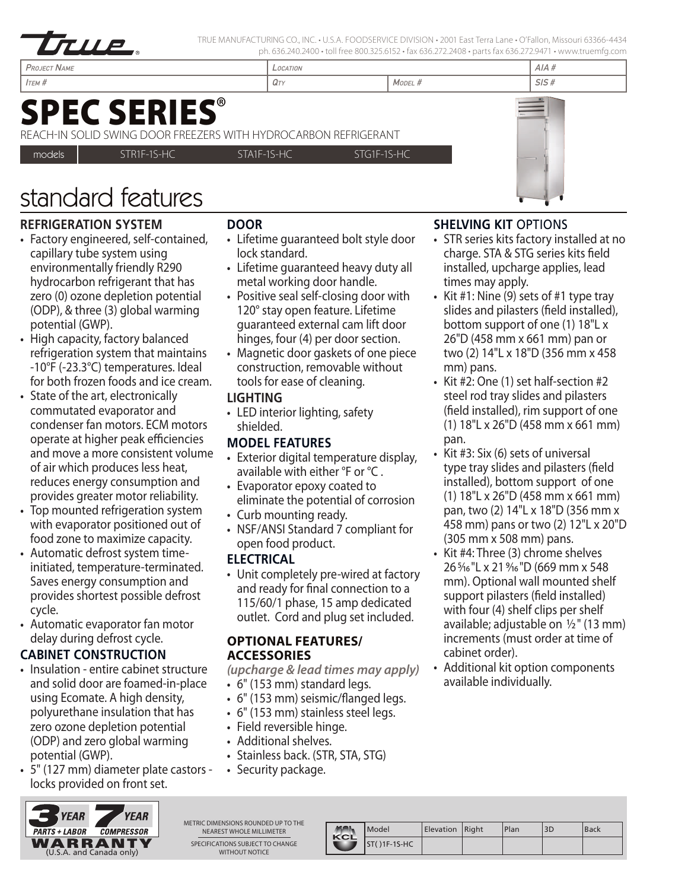TRUE MANUFACTURING CO., INC. • U.S.A. FOODSERVICE DIVISION • 2001 East Terra Lane • O'Fallon, Missouri 63366-4434
ph. 636.240.2400 • toll free 800.325.6152 • fax 636.272.2408 • parts fax 636.272.9471 • www.truemfg.com

| | | | |
|---|---|---|---|
| Project Name | Location | | AIA # |
| Item # | Qty | Model # | SIS # |

# SPEC SERIES®

REACH-IN SOLID SWING DOOR FREEZERS WITH HYDROCARBON REFRIGERANT

models STR1F-1S-HC STA1F-1S-HC STG1F-1S-HC

## standard features

### REFRIGERATION SYSTEM

- Factory engineered, self-contained, capillary tube system using environmentally friendly R290 hydrocarbon refrigerant that has zero (0) ozone depletion potential (ODP), & three (3) global warming potential (GWP).
- High capacity, factory balanced refrigeration system that maintains -10°F (-23.3°C) temperatures. Ideal for both frozen foods and ice cream.
- State of the art, electronically commutated evaporator and condenser fan motors. ECM motors operate at higher peak efficiencies and move a more consistent volume of air which produces less heat, reduces energy consumption and provides greater motor reliability.
- Top mounted refrigeration system with evaporator positioned out of food zone to maximize capacity.
- Automatic defrost system time-initiated, temperature-terminated. Saves energy consumption and provides shortest possible defrost cycle.
- Automatic evaporator fan motor delay during defrost cycle.

### CABINET CONSTRUCTION

- Insulation - entire cabinet structure and solid door are foamed-in-place using Ecomate. A high density, polyurethane insulation that has zero ozone depletion potential (ODP) and zero global warming potential (GWP).
- 5" (127 mm) diameter plate castors - locks provided on front set.

### DOOR

- Lifetime guaranteed bolt style door lock standard.
- Lifetime guaranteed heavy duty all metal working door handle.
- Positive seal self-closing door with 120° stay open feature. Lifetime guaranteed external cam lift door hinges, four (4) per door section.
- Magnetic door gaskets of one piece construction, removable without tools for ease of cleaning.

### LIGHTING

- LED interior lighting, safety shielded.

### MODEL FEATURES

- Exterior digital temperature display, available with either °F or °C .
- Evaporator epoxy coated to eliminate the potential of corrosion
- Curb mounting ready.
- NSF/ANSI Standard 7 compliant for open food product.

### ELECTRICAL

- Unit completely pre-wired at factory and ready for final connection to a 115/60/1 phase, 15 amp dedicated outlet. Cord and plug set included.

### OPTIONAL FEATURES/ ACCESSORIES

*(upcharge & lead times may apply)*

- 6" (153 mm) standard legs.
- 6" (153 mm) seismic/flanged legs.
- 6" (153 mm) stainless steel legs.
- Field reversible hinge.
- Additional shelves.
- Stainless back. (STR, STA, STG)
- Security package.

### SHELVING KIT OPTIONS

- STR series kits factory installed at no charge. STA & STG series kits field installed, upcharge applies, lead times may apply.
- Kit #1: Nine (9) sets of #1 type tray slides and pilasters (field installed), bottom support of one (1) 18"L x 26"D (458 mm x 661 mm) pan or two (2) 14"L x 18"D (356 mm x 458 mm) pans.
- Kit #2: One (1) set half-section #2 steel rod tray slides and pilasters (field installed), rim support of one (1) 18"L x 26"D (458 mm x 661 mm) pan.
- Kit #3: Six (6) sets of universal type tray slides and pilasters (field installed), bottom support of one (1) 18"L x 26"D (458 mm x 661 mm) pan, two (2) 14"L x 18"D (356 mm x 458 mm) pans or two (2) 12"L x 20"D (305 mm x 508 mm) pans.
- Kit #4: Three (3) chrome shelves 26 5⁄16"L x 21 9⁄16"D (669 mm x 548 mm). Optional wall mounted shelf support pilasters (field installed) with four (4) shelf clips per shelf available; adjustable on ½" (13 mm) increments (must order at time of cabinet order).
- Additional kit option components available individually.

3 YEAR PARTS + LABOR 7 YEAR COMPRESSOR WARRANTY (U.S.A. and Canada only)

METRIC DIMENSIONS ROUNDED UP TO THE NEAREST WHOLE MILLIMETER

SPECIFICATIONS SUBJECT TO CHANGE WITHOUT NOTICE

| Model | Elevation | Right | Plan | 3D | Back |
|---|---|---|---|---|---|
| ST( )1F-1S-HC | | | | | |